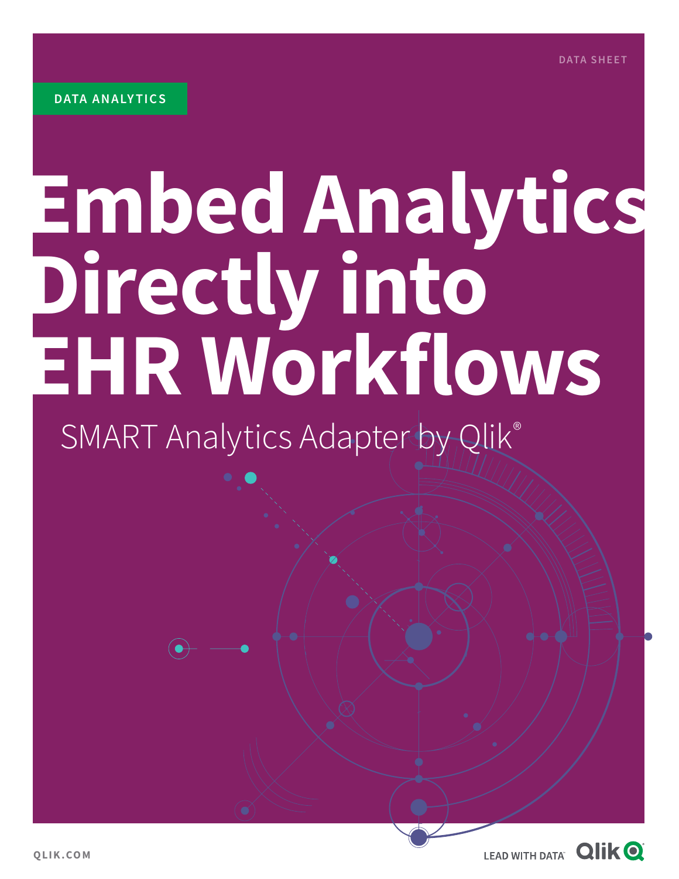DATA SHEET

DATA ANALYTICS

# Embed Analytics Directly into EHR Workflows

SMART Analytics Adapter by Qlik®

QLIK.COM

LEAD WITH DATA Qlik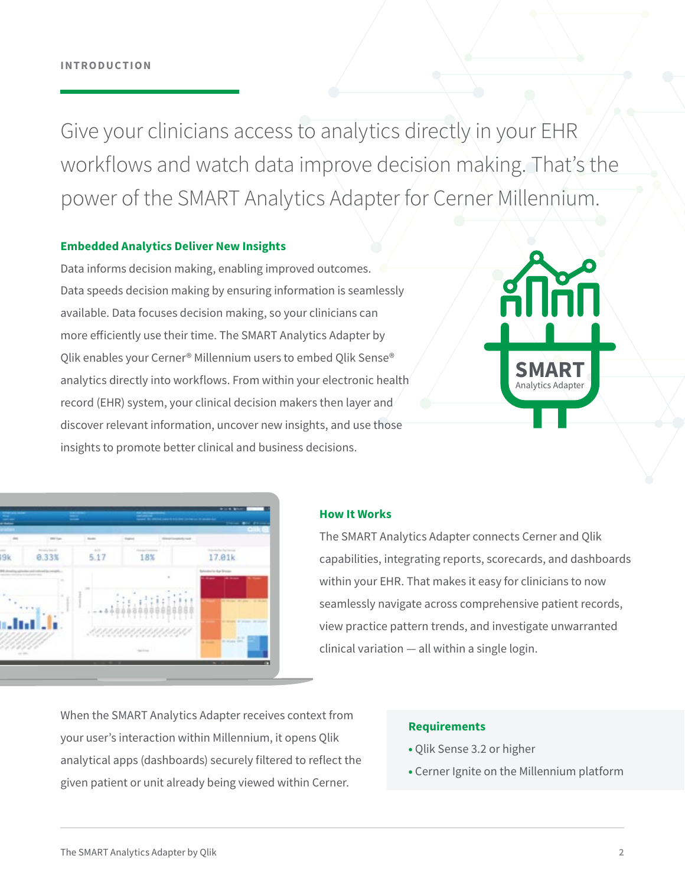INTRODUCTION

# Give your clinicians access to analytics directly in your EHR workflows and watch data improve decision making. That's the power of the SMART Analytics Adapter for Cerner Millennium.

### Embedded Analytics Deliver New Insights

Data informs decision making, enabling improved outcomes. Data speeds decision making by ensuring information is seamlessly available. Data focuses decision making, so your clinicians can more efficiently use their time. The SMART Analytics Adapter by Qlik enables your Cerner® Millennium users to embed Qlik Sense® analytics directly into workflows. From within your electronic health record (EHR) system, your clinical decision makers then layer and discover relevant information, uncover new insights, and use those insights to promote better clinical and business decisions.

### How It Works

The SMART Analytics Adapter connects Cerner and Qlik capabilities, integrating reports, scorecards, and dashboards within your EHR. That makes it easy for clinicians to now seamlessly navigate across comprehensive patient records, view practice pattern trends, and investigate unwarranted clinical variation — all within a single login.

When the SMART Analytics Adapter receives context from your user's interaction within Millennium, it opens Qlik analytical apps (dashboards) securely filtered to reflect the given patient or unit already being viewed within Cerner.

### Requirements

- Qlik Sense 3.2 or higher
- Cerner Ignite on the Millennium platform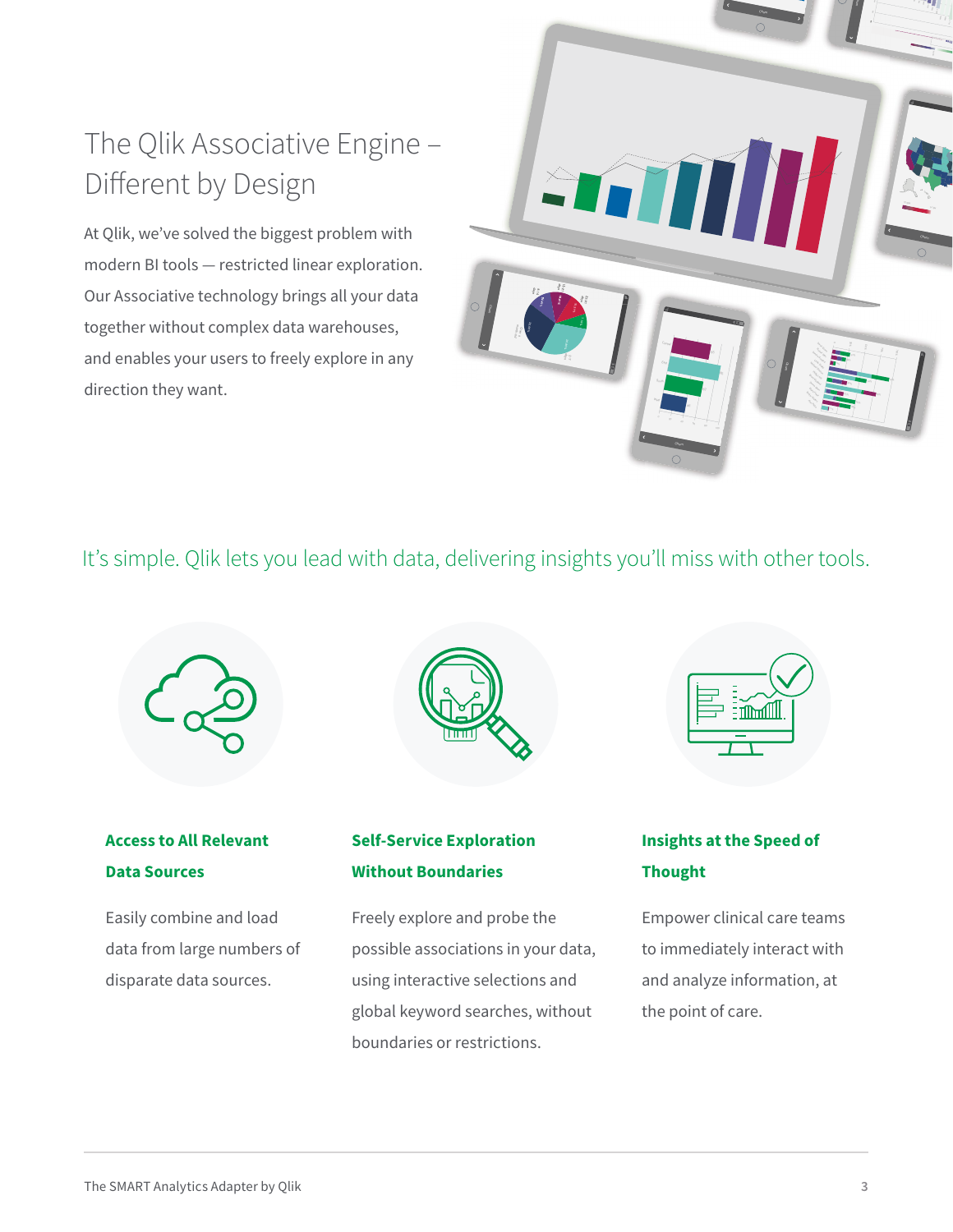# The Qlik Associative Engine – Different by Design

At Qlik, we've solved the biggest problem with modern BI tools — restricted linear exploration. Our Associative technology brings all your data together without complex data warehouses, and enables your users to freely explore in any direction they want.

## It's simple. Qlik lets you lead with data, delivering insights you'll miss with other tools.

### Access to All Relevant Data Sources

Easily combine and load data from large numbers of disparate data sources.

### Self-Service Exploration Without Boundaries

Freely explore and probe the possible associations in your data, using interactive selections and global keyword searches, without boundaries or restrictions.

### Insights at the Speed of Thought

Empower clinical care teams to immediately interact with and analyze information, at the point of care.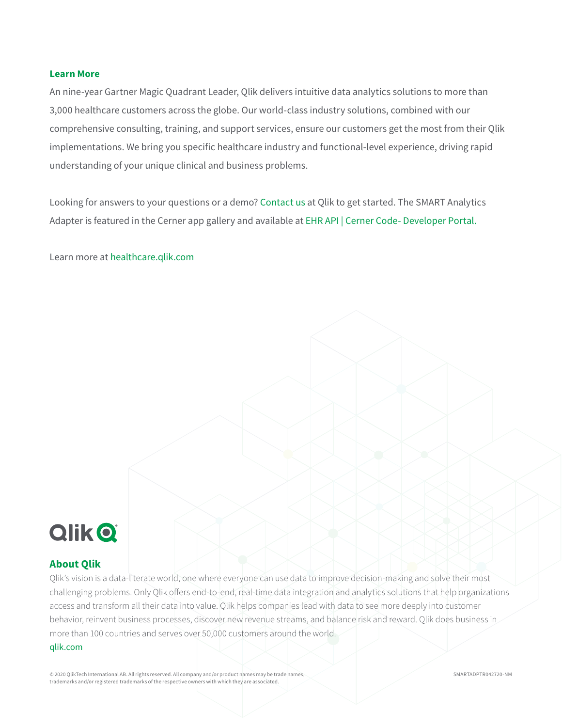## Learn More

An nine-year Gartner Magic Quadrant Leader, Qlik delivers intuitive data analytics solutions to more than 3,000 healthcare customers across the globe. Our world-class industry solutions, combined with our comprehensive consulting, training, and support services, ensure our customers get the most from their Qlik implementations. We bring you specific healthcare industry and functional-level experience, driving rapid understanding of your unique clinical and business problems.

Looking for answers to your questions or a demo? Contact us at Qlik to get started. The SMART Analytics Adapter is featured in the Cerner app gallery and available at EHR API | Cerner Code- Developer Portal.

Learn more at healthcare.qlik.com

Qlik

## About Qlik

Qlik's vision is a data-literate world, one where everyone can use data to improve decision-making and solve their most challenging problems. Only Qlik offers end-to-end, real-time data integration and analytics solutions that help organizations access and transform all their data into value. Qlik helps companies lead with data to see more deeply into customer behavior, reinvent business processes, discover new revenue streams, and balance risk and reward. Qlik does business in more than 100 countries and serves over 50,000 customers around the world.

qlik.com

© 2020 QlikTech International AB. All rights reserved. All company and/or product names may be trade names, trademarks and/or registered trademarks of the respective owners with which they are associated.

SMARTADPTR042720-NM